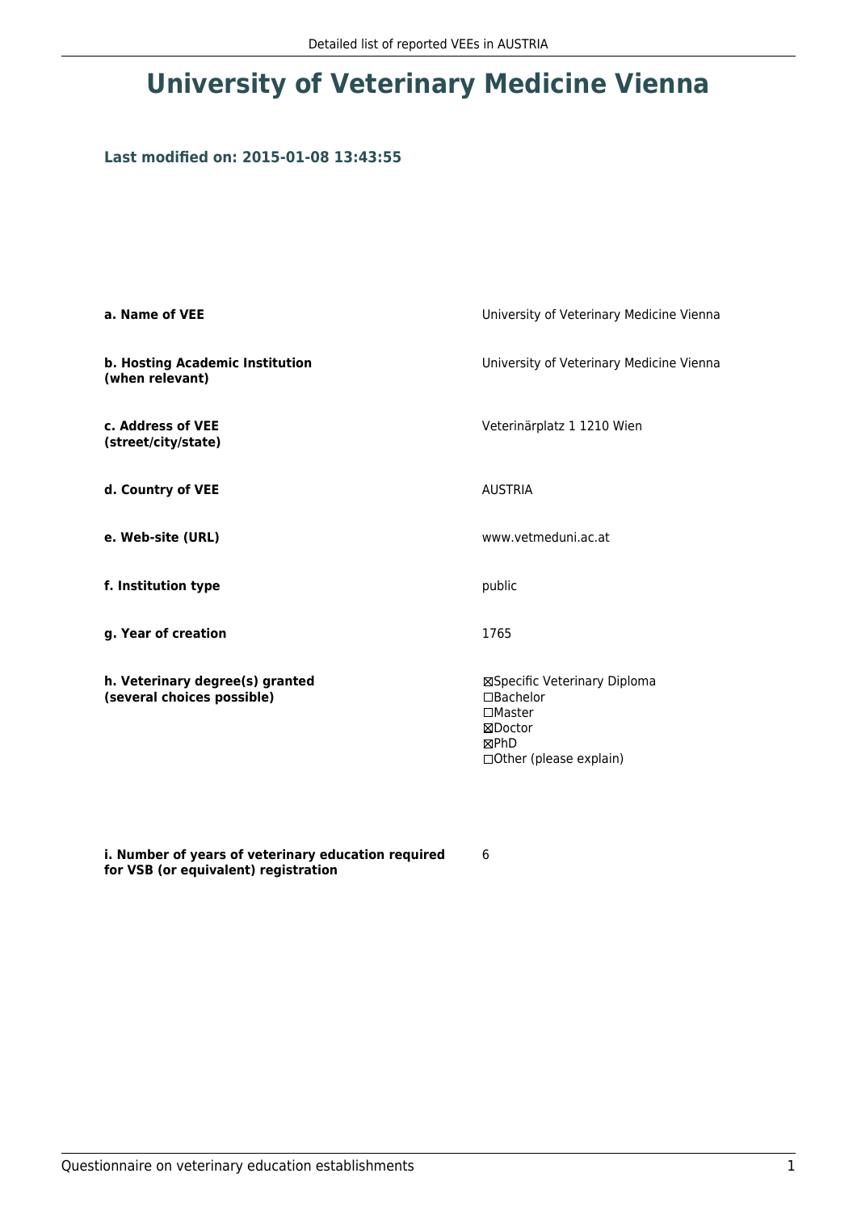# University of Veterinary Medicine Vienna

### Last modified on: 2015-01-08 13:43:55

| | |
|---|---|
| **a. Name of VEE** | University of Veterinary Medicine Vienna |
| **b. Hosting Academic Institution (when relevant)** | University of Veterinary Medicine Vienna |
| **c. Address of VEE (street/city/state)** | Veterinärplatz 1 1210 Wien |
| **d. Country of VEE** | AUSTRIA |
| **e. Web-site (URL)** | www.vetmeduni.ac.at |
| **f. Institution type** | public |
| **g. Year of creation** | 1765 |
| **h. Veterinary degree(s) granted (several choices possible)** | ☒Specific Veterinary Diploma<br>☐Bachelor<br>☐Master<br>☒Doctor<br>☒PhD<br>☐Other (please explain) |
| **i. Number of years of veterinary education required for VSB (or equivalent) registration** | 6 |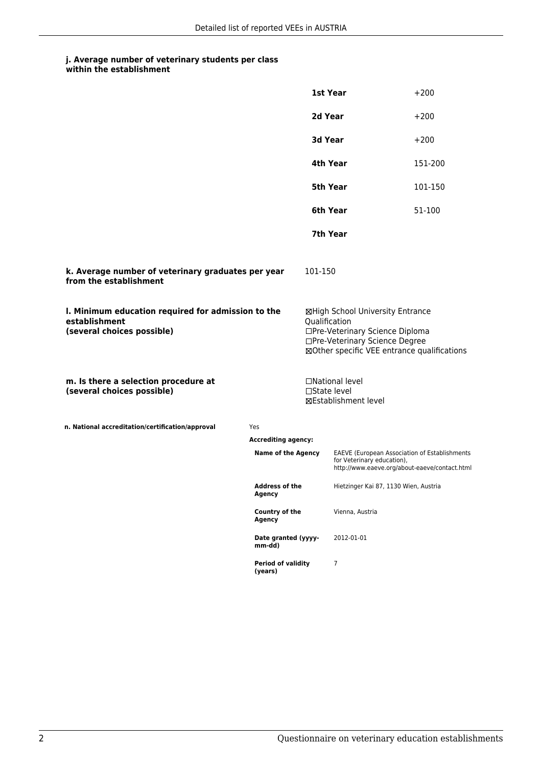#### j. Average number of veterinary students per class within the establishment

| | |
|---|---|
| **1st Year** | +200 |
| **2d Year** | +200 |
| **3d Year** | +200 |
| **4th Year** | 151-200 |
| **5th Year** | 101-150 |
| **6th Year** | 51-100 |
| **7th Year** | |

**k. Average number of veterinary graduates per year from the establishment**

101-150

**l. Minimum education required for admission to the establishment (several choices possible)**

☒High School University Entrance Qualification
☐Pre-Veterinary Science Diploma
☐Pre-Veterinary Science Degree
☒Other specific VEE entrance qualifications

**m. Is there a selection procedure at (several choices possible)**

☐National level
☐State level
☒Establishment level

**n. National accreditation/certification/approval**

Yes

**Accrediting agency:**

| | |
|---|---|
| **Name of the Agency** | EAEVE (European Association of Establishments for Veterinary education), http://www.eaeve.org/about-eaeve/contact.html |
| **Address of the Agency** | Hietzinger Kai 87, 1130 Wien, Austria |
| **Country of the Agency** | Vienna, Austria |
| **Date granted (yyyy-mm-dd)** | 2012-01-01 |
| **Period of validity (years)** | 7 |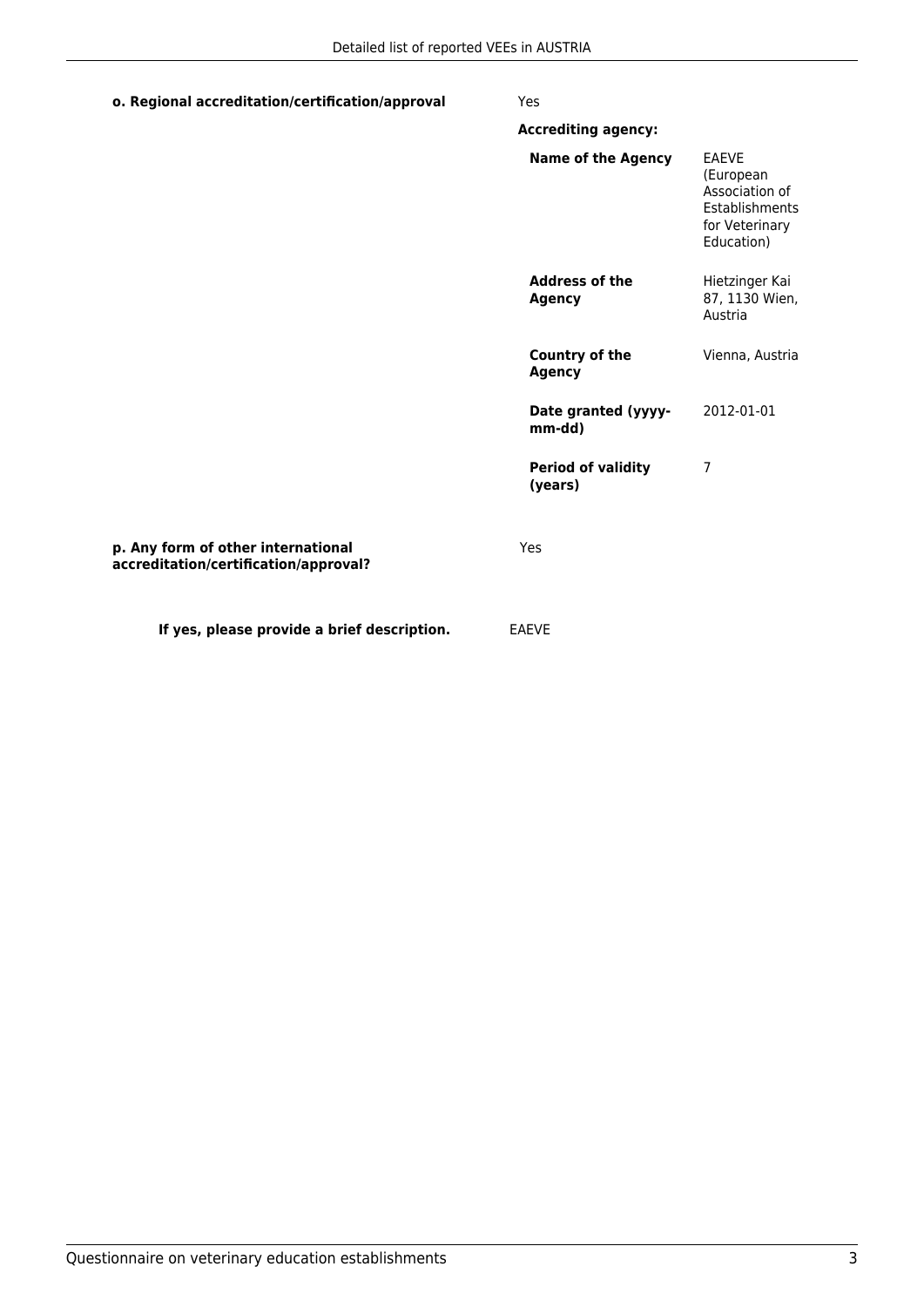**o. Regional accreditation/certification/approval** Yes

**Accrediting agency:**

| | |
|---|---|
| **Name of the Agency** | EAEVE (European Association of Establishments for Veterinary Education) |
| **Address of the Agency** | Hietzinger Kai 87, 1130 Wien, Austria |
| **Country of the Agency** | Vienna, Austria |
| **Date granted (yyyy-mm-dd)** | 2012-01-01 |
| **Period of validity (years)** | 7 |

**p. Any form of other international accreditation/certification/approval?** Yes

**If yes, please provide a brief description.** EAEVE